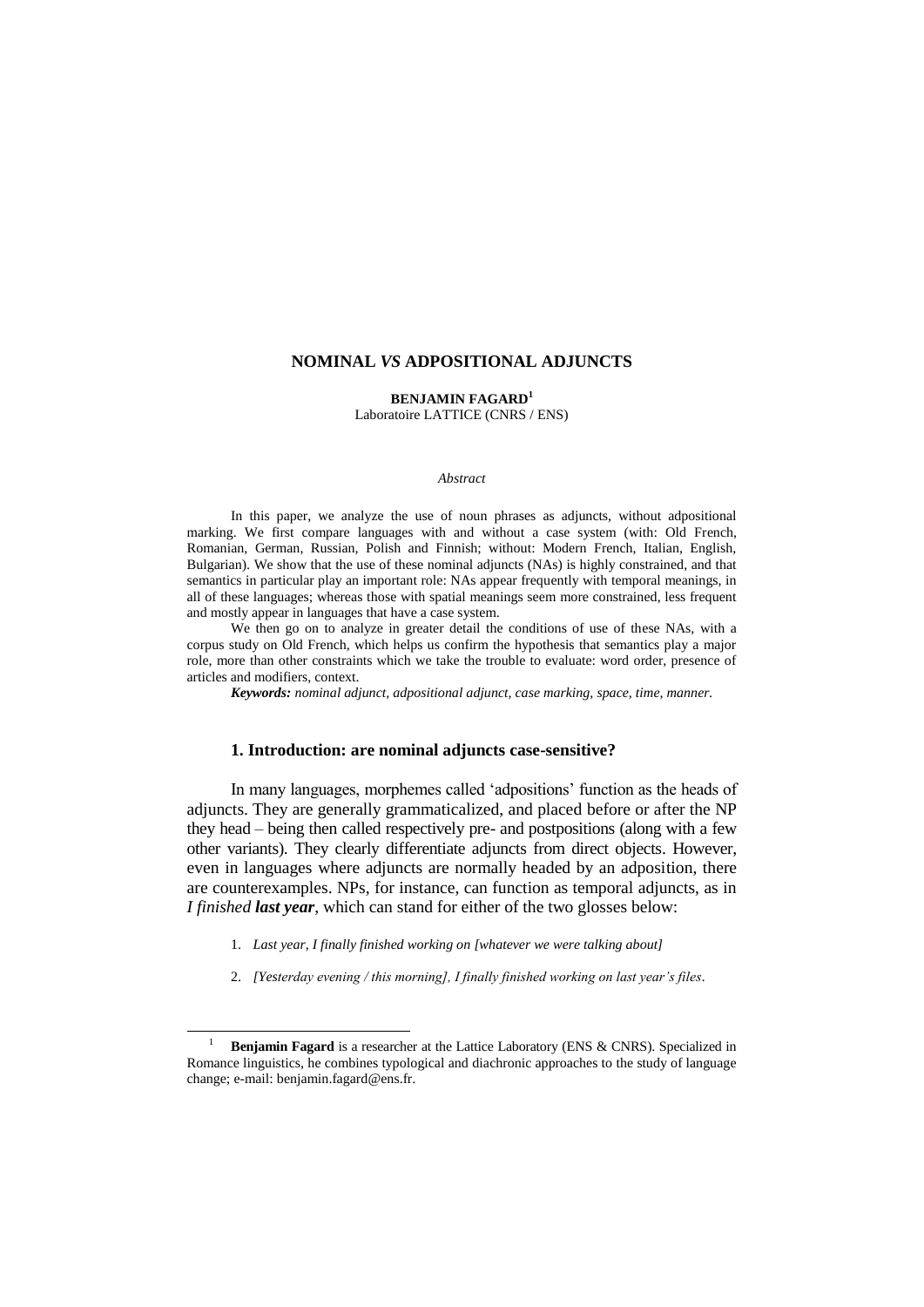# NOMINAL *VS* ADPOSITIONAL ADJUNCTS

**BENJAMIN FAGARD**[1]
Laboratoire LATTICE (CNRS / ENS)

*Abstract*

In this paper, we analyze the use of noun phrases as adjuncts, without adpositional marking. We first compare languages with and without a case system (with: Old French, Romanian, German, Russian, Polish and Finnish; without: Modern French, Italian, English, Bulgarian). We show that the use of these nominal adjuncts (NAs) is highly constrained, and that semantics in particular play an important role: NAs appear frequently with temporal meanings, in all of these languages; whereas those with spatial meanings seem more constrained, less frequent and mostly appear in languages that have a case system.

We then go on to analyze in greater detail the conditions of use of these NAs, with a corpus study on Old French, which helps us confirm the hypothesis that semantics play a major role, more than other constraints which we take the trouble to evaluate: word order, presence of articles and modifiers, context.

***Keywords:*** *nominal adjunct, adpositional adjunct, case marking, space, time, manner.*

## 1. Introduction: are nominal adjuncts case-sensitive?

In many languages, morphemes called 'adpositions' function as the heads of adjuncts. They are generally grammaticalized, and placed before or after the NP they head – being then called respectively pre- and postpositions (along with a few other variants). They clearly differentiate adjuncts from direct objects. However, even in languages where adjuncts are normally headed by an adposition, there are counterexamples. NPs, for instance, can function as temporal adjuncts, as in *I finished* ***last year***, which can stand for either of the two glosses below:

1. *Last year, I finally finished working on [whatever we were talking about]*
2. *[Yesterday evening / this morning], I finally finished working on last year's files*.

[1] **Benjamin Fagard** is a researcher at the Lattice Laboratory (ENS & CNRS). Specialized in Romance linguistics, he combines typological and diachronic approaches to the study of language change; e-mail: benjamin.fagard@ens.fr.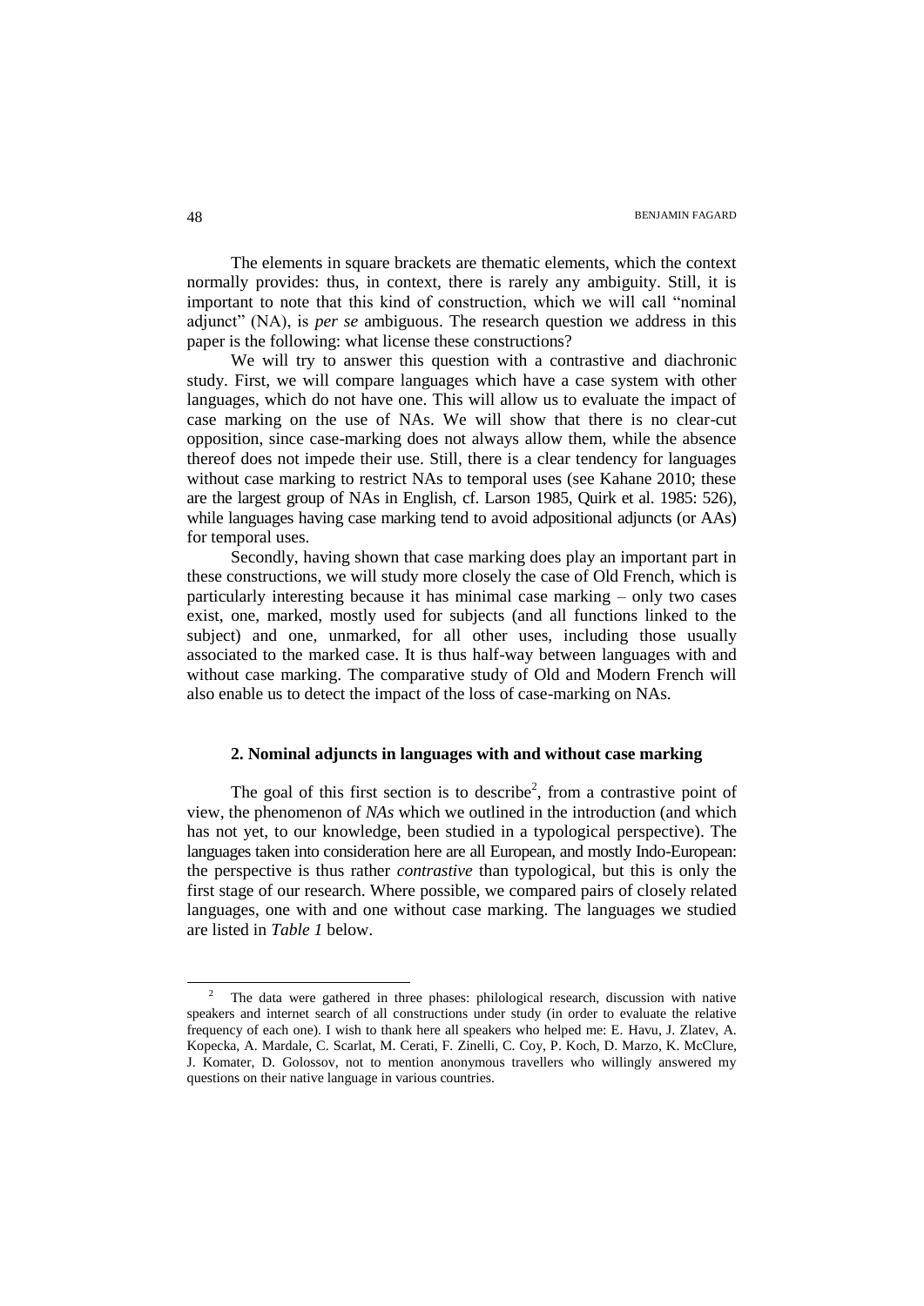The elements in square brackets are thematic elements, which the context normally provides: thus, in context, there is rarely any ambiguity. Still, it is important to note that this kind of construction, which we will call "nominal adjunct" (NA), is *per se* ambiguous. The research question we address in this paper is the following: what license these constructions?

We will try to answer this question with a contrastive and diachronic study. First, we will compare languages which have a case system with other languages, which do not have one. This will allow us to evaluate the impact of case marking on the use of NAs. We will show that there is no clear-cut opposition, since case-marking does not always allow them, while the absence thereof does not impede their use. Still, there is a clear tendency for languages without case marking to restrict NAs to temporal uses (see Kahane 2010; these are the largest group of NAs in English, cf. Larson 1985, Quirk et al. 1985: 526), while languages having case marking tend to avoid adpositional adjuncts (or AAs) for temporal uses.

Secondly, having shown that case marking does play an important part in these constructions, we will study more closely the case of Old French, which is particularly interesting because it has minimal case marking – only two cases exist, one, marked, mostly used for subjects (and all functions linked to the subject) and one, unmarked, for all other uses, including those usually associated to the marked case. It is thus half-way between languages with and without case marking. The comparative study of Old and Modern French will also enable us to detect the impact of the loss of case-marking on NAs.

## 2. Nominal adjuncts in languages with and without case marking

The goal of this first section is to describe[2], from a contrastive point of view, the phenomenon of *NAs* which we outlined in the introduction (and which has not yet, to our knowledge, been studied in a typological perspective). The languages taken into consideration here are all European, and mostly Indo-European: the perspective is thus rather *contrastive* than typological, but this is only the first stage of our research. Where possible, we compared pairs of closely related languages, one with and one without case marking. The languages we studied are listed in *Table 1* below.

[2] The data were gathered in three phases: philological research, discussion with native speakers and internet search of all constructions under study (in order to evaluate the relative frequency of each one). I wish to thank here all speakers who helped me: E. Havu, J. Zlatev, A. Kopecka, A. Mardale, C. Scarlat, M. Cerati, F. Zinelli, C. Coy, P. Koch, D. Marzo, K. McClure, J. Komater, D. Golossov, not to mention anonymous travellers who willingly answered my questions on their native language in various countries.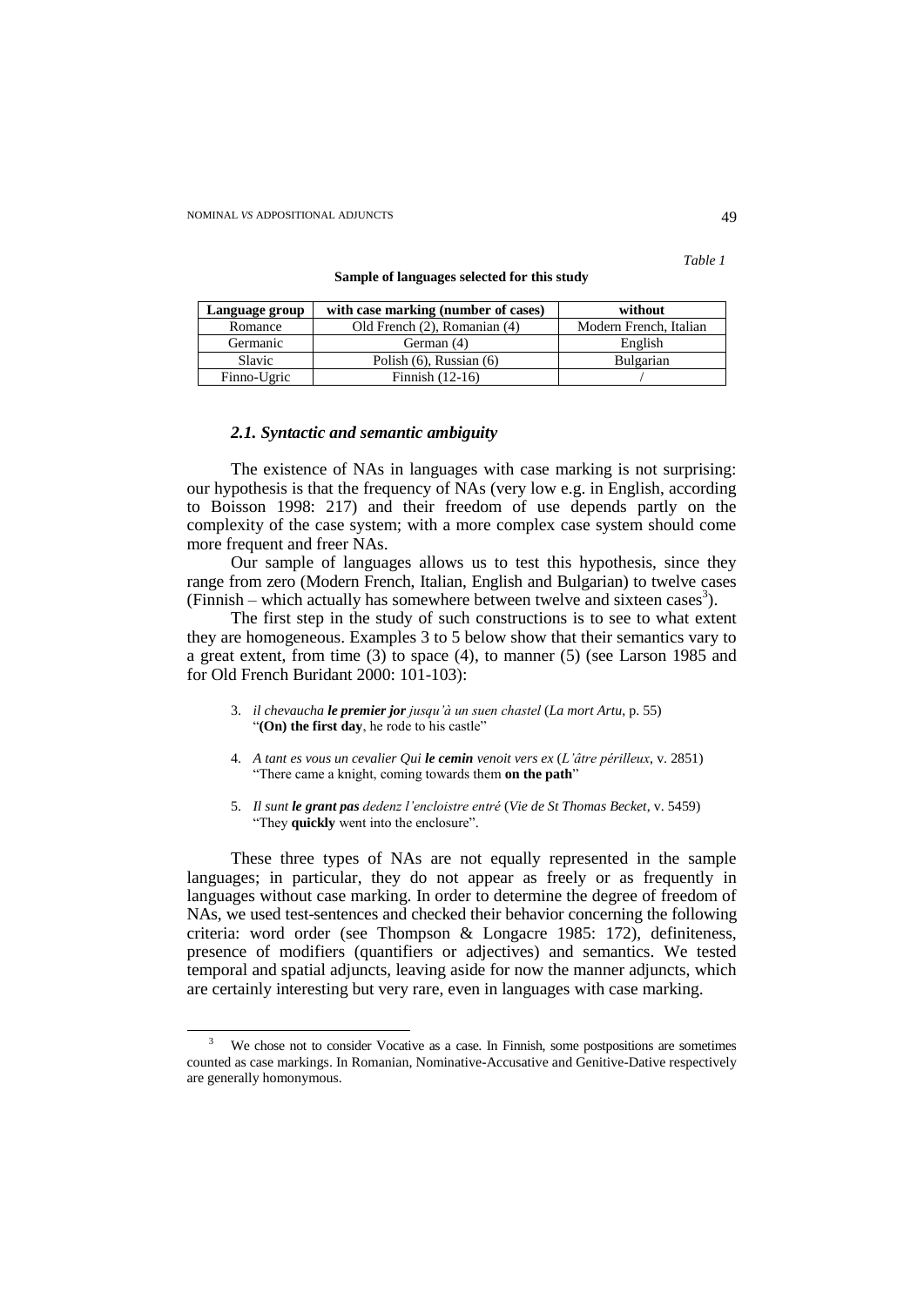*Table 1*

**Sample of languages selected for this study**

| Language group | with case marking (number of cases) | without |
|---|---|---|
| Romance | Old French (2), Romanian (4) | Modern French, Italian |
| Germanic | German (4) | English |
| Slavic | Polish (6), Russian (6) | Bulgarian |
| Finno-Ugric | Finnish (12-16) | / |

### *2.1. Syntactic and semantic ambiguity*

The existence of NAs in languages with case marking is not surprising: our hypothesis is that the frequency of NAs (very low e.g. in English, according to Boisson 1998: 217) and their freedom of use depends partly on the complexity of the case system; with a more complex case system should come more frequent and freer NAs.

Our sample of languages allows us to test this hypothesis, since they range from zero (Modern French, Italian, English and Bulgarian) to twelve cases (Finnish – which actually has somewhere between twelve and sixteen cases[3]).

The first step in the study of such constructions is to see to what extent they are homogeneous. Examples 3 to 5 below show that their semantics vary to a great extent, from time (3) to space (4), to manner (5) (see Larson 1985 and for Old French Buridant 2000: 101-103):

3. *il chevaucha **le premier jor** jusqu'à un suen chastel* (*La mort Artu*, p. 55)
   "**(On) the first day**, he rode to his castle"

4. *A tant es vous un cevalier Qui **le cemin** venoit vers ex* (*L'âtre périlleux*, v. 2851)
   "There came a knight, coming towards them **on the path**"

5. *Il sunt **le grant pas** dedenz l'encloistre entré* (*Vie de St Thomas Becket*, v. 5459)
   "They **quickly** went into the enclosure".

These three types of NAs are not equally represented in the sample languages; in particular, they do not appear as freely or as frequently in languages without case marking. In order to determine the degree of freedom of NAs, we used test-sentences and checked their behavior concerning the following criteria: word order (see Thompson & Longacre 1985: 172), definiteness, presence of modifiers (quantifiers or adjectives) and semantics. We tested temporal and spatial adjuncts, leaving aside for now the manner adjuncts, which are certainly interesting but very rare, even in languages with case marking.

---

[3] We chose not to consider Vocative as a case. In Finnish, some postpositions are sometimes counted as case markings. In Romanian, Nominative-Accusative and Genitive-Dative respectively are generally homonymous.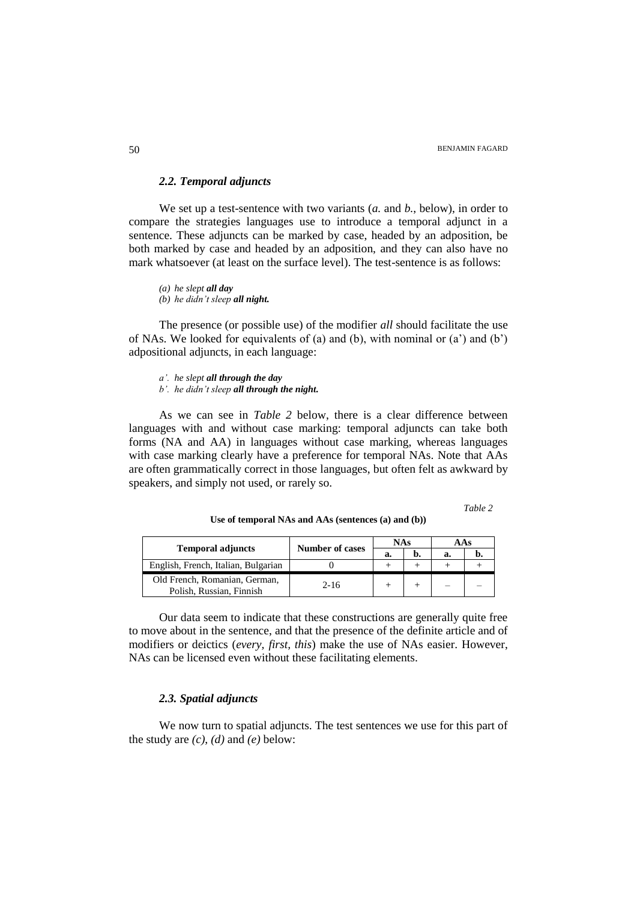### *2.2. Temporal adjuncts*

We set up a test-sentence with two variants (*a.* and *b.*, below), in order to compare the strategies languages use to introduce a temporal adjunct in a sentence. These adjuncts can be marked by case, headed by an adposition, be both marked by case and headed by an adposition, and they can also have no mark whatsoever (at least on the surface level). The test-sentence is as follows:

*(a) he slept **all day***
*(b) he didn't sleep **all night.***

The presence (or possible use) of the modifier *all* should facilitate the use of NAs. We looked for equivalents of (a) and (b), with nominal or (a') and (b') adpositional adjuncts, in each language:

*a'. he slept **all through the day***
*b'. he didn't sleep **all through the night.***

As we can see in *Table 2* below, there is a clear difference between languages with and without case marking: temporal adjuncts can take both forms (NA and AA) in languages without case marking, whereas languages with case marking clearly have a preference for temporal NAs. Note that AAs are often grammatically correct in those languages, but often felt as awkward by speakers, and simply not used, or rarely so.

*Table 2*

**Use of temporal NAs and AAs (sentences (a) and (b))**

| Temporal adjuncts | Number of cases | NAs | | AAs | |
|---|---|---|---|---|---|
| | | a. | b. | a. | b. |
| English, French, Italian, Bulgarian | 0 | + | + | + | + |
| Old French, Romanian, German, Polish, Russian, Finnish | 2-16 | + | + | – | – |

Our data seem to indicate that these constructions are generally quite free to move about in the sentence, and that the presence of the definite article and of modifiers or deictics (*every, first, this*) make the use of NAs easier. However, NAs can be licensed even without these facilitating elements.

### *2.3. Spatial adjuncts*

We now turn to spatial adjuncts. The test sentences we use for this part of the study are *(c)*, *(d)* and *(e)* below: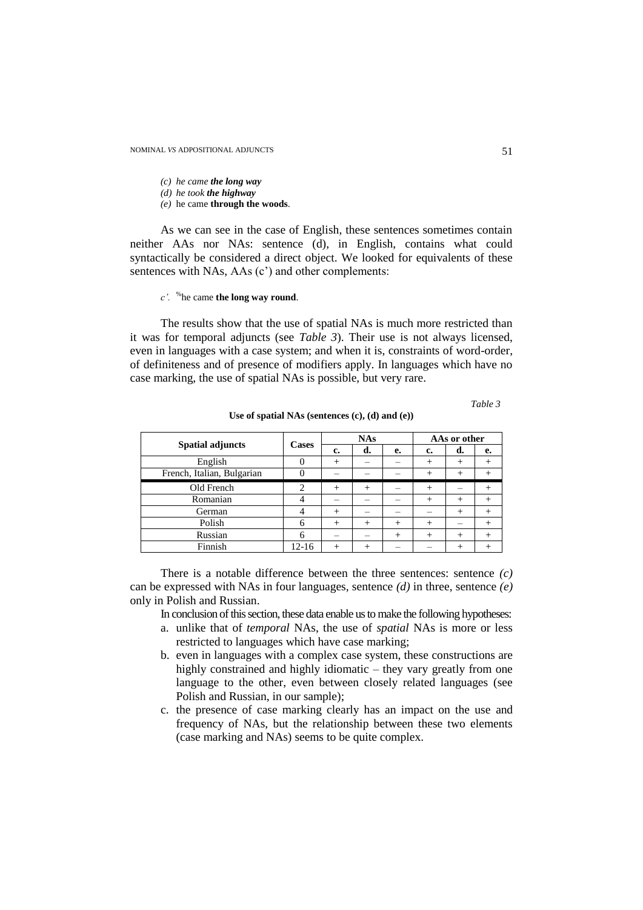*(c) he came **the long way***
*(d) he took **the highway***
*(e)* he came **through the woods**.

As we can see in the case of English, these sentences sometimes contain neither AAs nor NAs: sentence (d), in English, contains what could syntactically be considered a direct object. We looked for equivalents of these sentences with NAs, AAs (c') and other complements:

*c'.* %he came **the long way round**.

The results show that the use of spatial NAs is much more restricted than it was for temporal adjuncts (see *Table 3*). Their use is not always licensed, even in languages with a case system; and when it is, constraints of word-order, of definiteness and of presence of modifiers apply. In languages which have no case marking, the use of spatial NAs is possible, but very rare.

*Table 3*

**Use of spatial NAs (sentences (c), (d) and (e))**

| Spatial adjuncts | Cases | NAs | | | AAs or other | | |
|---|---|---|---|---|---|---|---|
| | | c. | d. | e. | c. | d. | e. |
| English | 0 | + | – | – | + | + | + |
| French, Italian, Bulgarian | 0 | – | – | – | + | + | + |
| Old French | 2 | + | + | – | + | – | + |
| Romanian | 4 | – | – | – | + | + | + |
| German | 4 | + | – | – | – | + | + |
| Polish | 6 | + | + | + | + | – | + |
| Russian | 6 | – | – | + | + | + | + |
| Finnish | 12-16 | + | + | – | – | + | + |

There is a notable difference between the three sentences: sentence *(c)* can be expressed with NAs in four languages, sentence *(d)* in three, sentence *(e)* only in Polish and Russian.

In conclusion of this section, these data enable us to make the following hypotheses:

a. unlike that of *temporal* NAs, the use of *spatial* NAs is more or less restricted to languages which have case marking;
b. even in languages with a complex case system, these constructions are highly constrained and highly idiomatic – they vary greatly from one language to the other, even between closely related languages (see Polish and Russian, in our sample);
c. the presence of case marking clearly has an impact on the use and frequency of NAs, but the relationship between these two elements (case marking and NAs) seems to be quite complex.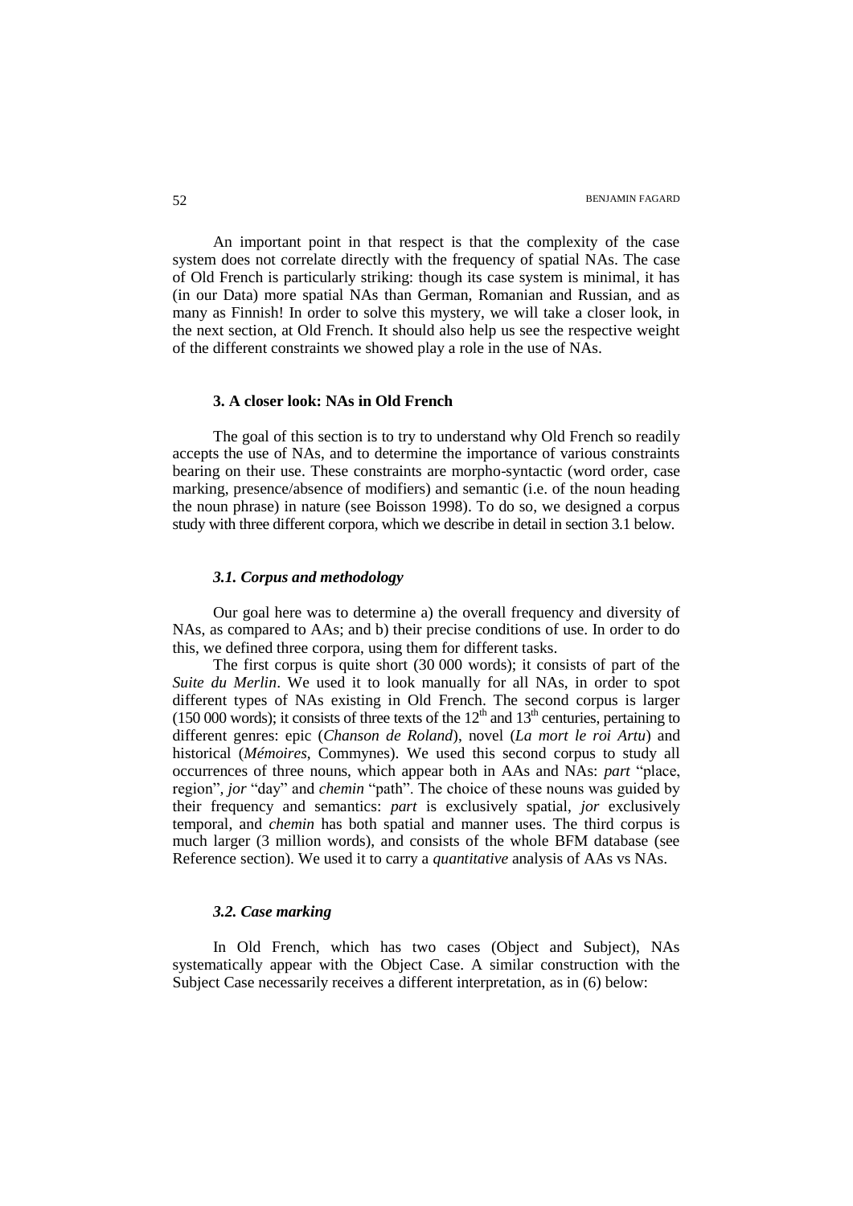An important point in that respect is that the complexity of the case system does not correlate directly with the frequency of spatial NAs. The case of Old French is particularly striking: though its case system is minimal, it has (in our Data) more spatial NAs than German, Romanian and Russian, and as many as Finnish! In order to solve this mystery, we will take a closer look, in the next section, at Old French. It should also help us see the respective weight of the different constraints we showed play a role in the use of NAs.

### 3. A closer look: NAs in Old French

The goal of this section is to try to understand why Old French so readily accepts the use of NAs, and to determine the importance of various constraints bearing on their use. These constraints are morpho-syntactic (word order, case marking, presence/absence of modifiers) and semantic (i.e. of the noun heading the noun phrase) in nature (see Boisson 1998). To do so, we designed a corpus study with three different corpora, which we describe in detail in section 3.1 below.

#### *3.1. Corpus and methodology*

Our goal here was to determine a) the overall frequency and diversity of NAs, as compared to AAs; and b) their precise conditions of use. In order to do this, we defined three corpora, using them for different tasks.

The first corpus is quite short (30 000 words); it consists of part of the *Suite du Merlin*. We used it to look manually for all NAs, in order to spot different types of NAs existing in Old French. The second corpus is larger (150 000 words); it consists of three texts of the 12th and 13th centuries, pertaining to different genres: epic (*Chanson de Roland*), novel (*La mort le roi Artu*) and historical (*Mémoires*, Commynes). We used this second corpus to study all occurrences of three nouns, which appear both in AAs and NAs: *part* "place, region", *jor* "day" and *chemin* "path". The choice of these nouns was guided by their frequency and semantics: *part* is exclusively spatial, *jor* exclusively temporal, and *chemin* has both spatial and manner uses. The third corpus is much larger (3 million words), and consists of the whole BFM database (see Reference section). We used it to carry a *quantitative* analysis of AAs vs NAs.

#### *3.2. Case marking*

In Old French, which has two cases (Object and Subject), NAs systematically appear with the Object Case. A similar construction with the Subject Case necessarily receives a different interpretation, as in (6) below: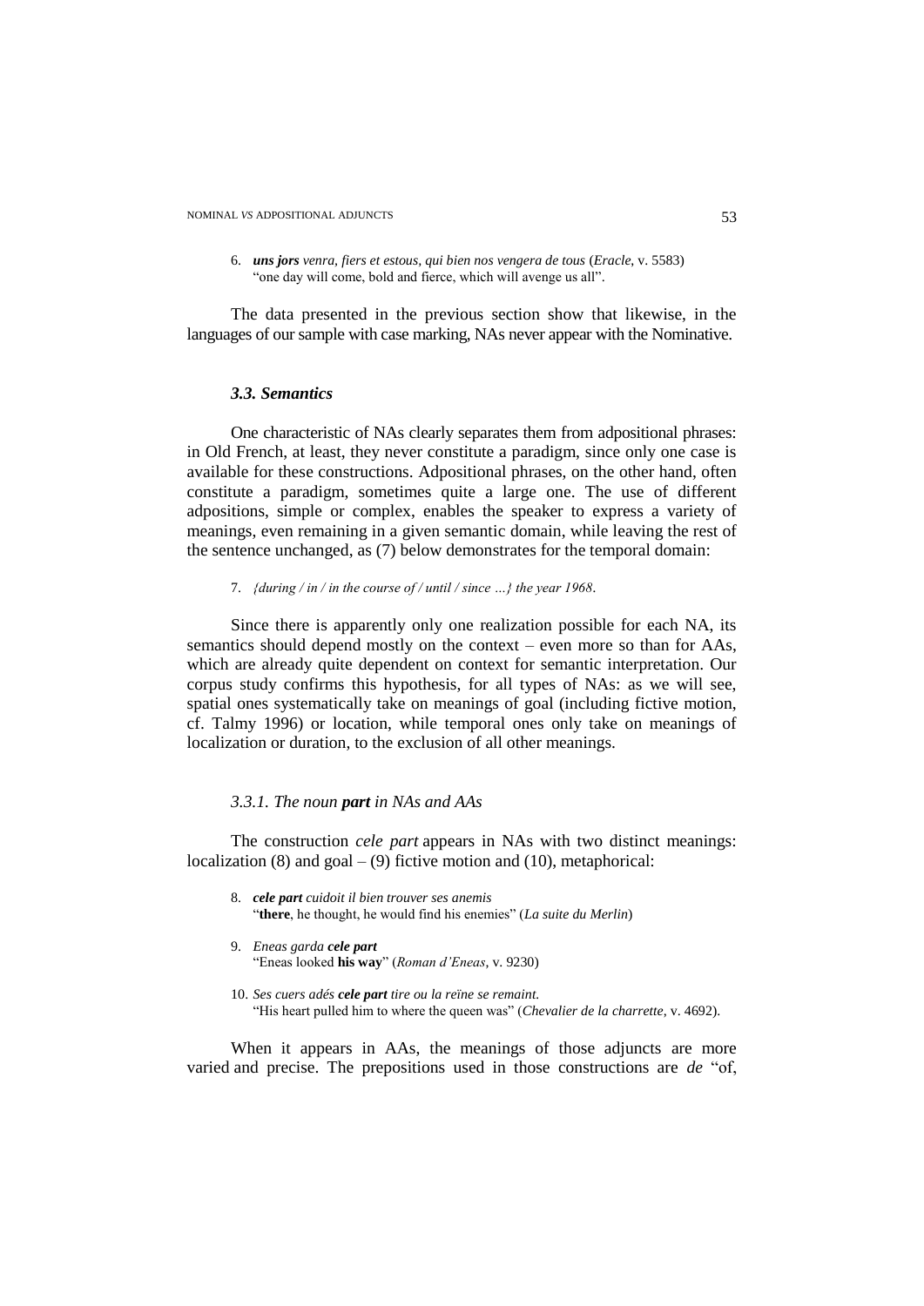6. ***uns jors*** *venra, fiers et estous, qui bien nos vengera de tous* (*Eracle*, v. 5583)
   "one day will come, bold and fierce, which will avenge us all".

The data presented in the previous section show that likewise, in the languages of our sample with case marking, NAs never appear with the Nominative.

### *3.3. Semantics*

One characteristic of NAs clearly separates them from adpositional phrases: in Old French, at least, they never constitute a paradigm, since only one case is available for these constructions. Adpositional phrases, on the other hand, often constitute a paradigm, sometimes quite a large one. The use of different adpositions, simple or complex, enables the speaker to express a variety of meanings, even remaining in a given semantic domain, while leaving the rest of the sentence unchanged, as (7) below demonstrates for the temporal domain:

7. *{during / in / in the course of / until / since …} the year 1968*.

Since there is apparently only one realization possible for each NA, its semantics should depend mostly on the context – even more so than for AAs, which are already quite dependent on context for semantic interpretation. Our corpus study confirms this hypothesis, for all types of NAs: as we will see, spatial ones systematically take on meanings of goal (including fictive motion, cf. Talmy 1996) or location, while temporal ones only take on meanings of localization or duration, to the exclusion of all other meanings.

#### *3.3.1. The noun **part** in NAs and AAs*

The construction *cele part* appears in NAs with two distinct meanings: localization (8) and goal – (9) fictive motion and (10), metaphorical:

8. ***cele part*** *cuidoit il bien trouver ses anemis*
   "**there**, he thought, he would find his enemies" (*La suite du Merlin*)

9. *Eneas garda **cele part***
   "Eneas looked **his way**" (*Roman d'Eneas*, v. 9230)

10. *Ses cuers adés **cele part** tire ou la reïne se remaint.*
    "His heart pulled him to where the queen was" (*Chevalier de la charrette*, v. 4692).

When it appears in AAs, the meanings of those adjuncts are more varied and precise. The prepositions used in those constructions are *de* "of,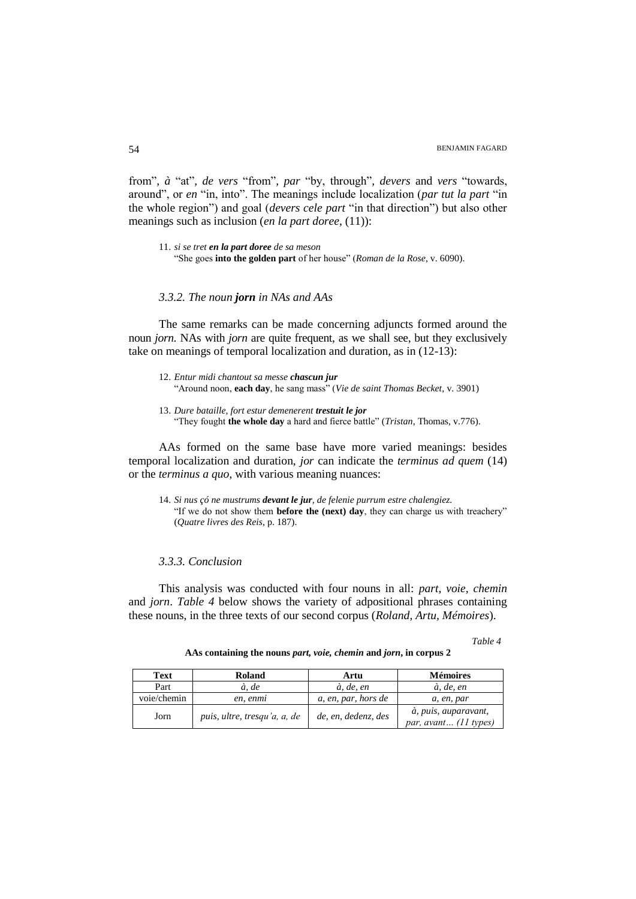from", *à* "at", *de vers* "from", *par* "by, through", *devers* and *vers* "towards, around", or *en* "in, into". The meanings include localization (*par tut la part* "in the whole region") and goal (*devers cele part* "in that direction") but also other meanings such as inclusion (*en la part doree*, (11)):

11. *si se tret **en la part doree** de sa meson*
 "She goes **into the golden part** of her house" (*Roman de la Rose*, v. 6090).

### *3.3.2. The noun **jorn** in NAs and AAs*

The same remarks can be made concerning adjuncts formed around the noun *jorn.* NAs with *jorn* are quite frequent, as we shall see, but they exclusively take on meanings of temporal localization and duration, as in (12-13):

12. *Entur midi chantout sa messe **chascun jur***
 "Around noon, **each day**, he sang mass" (*Vie de saint Thomas Becket*, v. 3901)

13. *Dure bataille, fort estur demenerent **trestuit le jor***
 "They fought **the whole day** a hard and fierce battle" (*Tristan*, Thomas, v.776).

AAs formed on the same base have more varied meanings: besides temporal localization and duration, *jor* can indicate the *terminus ad quem* (14) or the *terminus a quo*, with various meaning nuances:

14. *Si nus çó ne mustrums **devant le jur**, de felenie purrum estre chalengiez.*
 "If we do not show them **before the (next) day**, they can charge us with treachery" (*Quatre livres des Reis*, p. 187).

### *3.3.3. Conclusion*

This analysis was conducted with four nouns in all: *part, voie, chemin* and *jorn*. *Table 4* below shows the variety of adpositional phrases containing these nouns, in the three texts of our second corpus (*Roland, Artu, Mémoires*).

*Table 4*

**AAs containing the nouns *part, voie, chemin* and *jorn*, in corpus 2**

| Text | Roland | Artu | Mémoires |
|---|---|---|---|
| Part | *à, de* | *à, de, en* | *à, de, en* |
| voie/chemin | *en, enmi* | *a, en, par, hors de* | *a, en, par* |
| Jorn | *puis, ultre, tresqu'a, a, de* | *de, en, dedenz, des* | *à, puis, auparavant, par, avant… (11 types)* |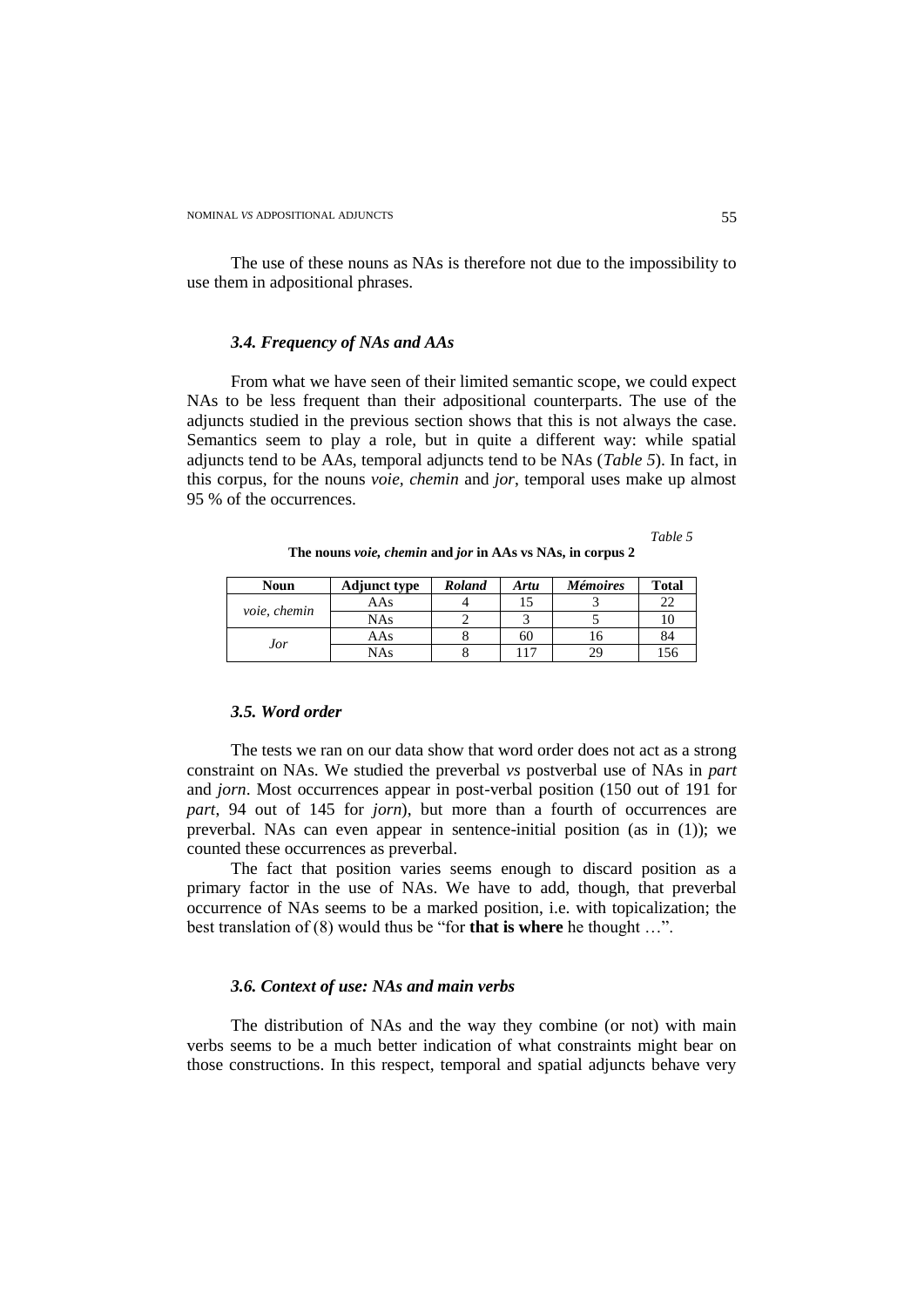The use of these nouns as NAs is therefore not due to the impossibility to use them in adpositional phrases.

### *3.4. Frequency of NAs and AAs*

From what we have seen of their limited semantic scope, we could expect NAs to be less frequent than their adpositional counterparts. The use of the adjuncts studied in the previous section shows that this is not always the case. Semantics seem to play a role, but in quite a different way: while spatial adjuncts tend to be AAs, temporal adjuncts tend to be NAs (*Table 5*). In fact, in this corpus, for the nouns *voie*, *chemin* and *jor*, temporal uses make up almost 95 % of the occurrences.

*Table 5*

**The nouns *voie, chemin* and *jor* in AAs vs NAs, in corpus 2**

| Noun | Adjunct type | *Roland* | *Artu* | *Mémoires* | Total |
|---|---|---|---|---|---|
| *voie, chemin* | AAs | 4 | 15 | 3 | 22 |
| | NAs | 2 | 3 | 5 | 10 |
| *Jor* | AAs | 8 | 60 | 16 | 84 |
| | NAs | 8 | 117 | 29 | 156 |

### *3.5. Word order*

The tests we ran on our data show that word order does not act as a strong constraint on NAs. We studied the preverbal *vs* postverbal use of NAs in *part* and *jorn*. Most occurrences appear in post-verbal position (150 out of 191 for *part*, 94 out of 145 for *jorn*), but more than a fourth of occurrences are preverbal. NAs can even appear in sentence-initial position (as in (1)); we counted these occurrences as preverbal.

The fact that position varies seems enough to discard position as a primary factor in the use of NAs. We have to add, though, that preverbal occurrence of NAs seems to be a marked position, i.e. with topicalization; the best translation of (8) would thus be "for **that is where** he thought …".

### *3.6. Context of use: NAs and main verbs*

The distribution of NAs and the way they combine (or not) with main verbs seems to be a much better indication of what constraints might bear on those constructions. In this respect, temporal and spatial adjuncts behave very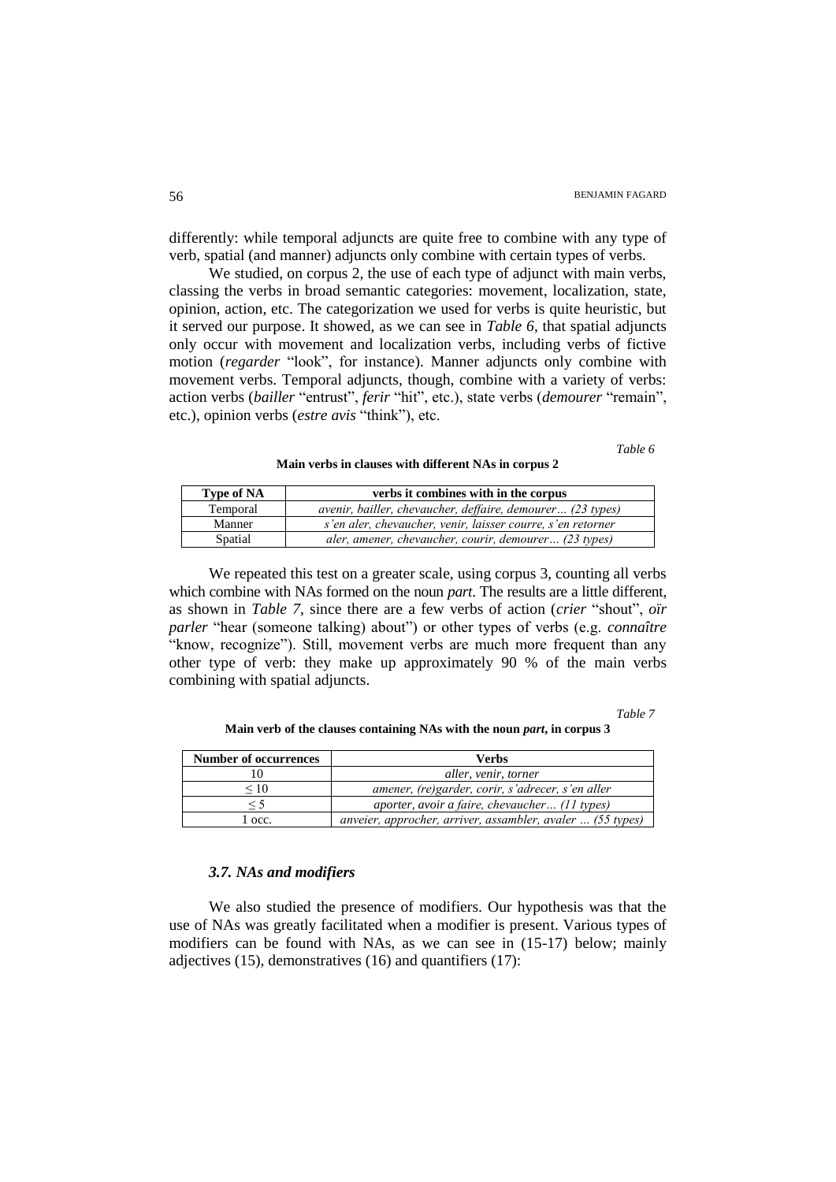differently: while temporal adjuncts are quite free to combine with any type of verb, spatial (and manner) adjuncts only combine with certain types of verbs.

We studied, on corpus 2, the use of each type of adjunct with main verbs, classing the verbs in broad semantic categories: movement, localization, state, opinion, action, etc. The categorization we used for verbs is quite heuristic, but it served our purpose. It showed, as we can see in *Table 6*, that spatial adjuncts only occur with movement and localization verbs, including verbs of fictive motion (*regarder* "look", for instance). Manner adjuncts only combine with movement verbs. Temporal adjuncts, though, combine with a variety of verbs: action verbs (*bailler* "entrust", *ferir* "hit", etc.), state verbs (*demourer* "remain", etc.), opinion verbs (*estre avis* "think"), etc.

*Table 6*

**Main verbs in clauses with different NAs in corpus 2**

| Type of NA | verbs it combines with in the corpus |
|---|---|
| Temporal | *avenir, bailler, chevaucher, deffaire, demourer… (23 types)* |
| Manner | *s'en aler, chevaucher, venir, laisser courre, s'en retorner* |
| Spatial | *aler, amener, chevaucher, courir, demourer… (23 types)* |

We repeated this test on a greater scale, using corpus 3, counting all verbs which combine with NAs formed on the noun *part*. The results are a little different, as shown in *Table 7*, since there are a few verbs of action (*crier* "shout", *oïr parler* "hear (someone talking) about") or other types of verbs (e.g. *connaître* "know, recognize"). Still, movement verbs are much more frequent than any other type of verb: they make up approximately 90 % of the main verbs combining with spatial adjuncts.

*Table 7*

**Main verb of the clauses containing NAs with the noun *part*, in corpus 3**

| Number of occurrences | Verbs |
|---|---|
| 10 | *aller, venir, torner* |
| ≤ 10 | *amener, (re)garder, corir, s'adrecer, s'en aller* |
| ≤ 5 | *aporter, avoir a faire, chevaucher… (11 types)* |
| 1 occ. | *anveier, approcher, arriver, assambler, avaler … (55 types)* |

### *3.7. NAs and modifiers*

We also studied the presence of modifiers. Our hypothesis was that the use of NAs was greatly facilitated when a modifier is present. Various types of modifiers can be found with NAs, as we can see in (15-17) below; mainly adjectives (15), demonstratives (16) and quantifiers (17):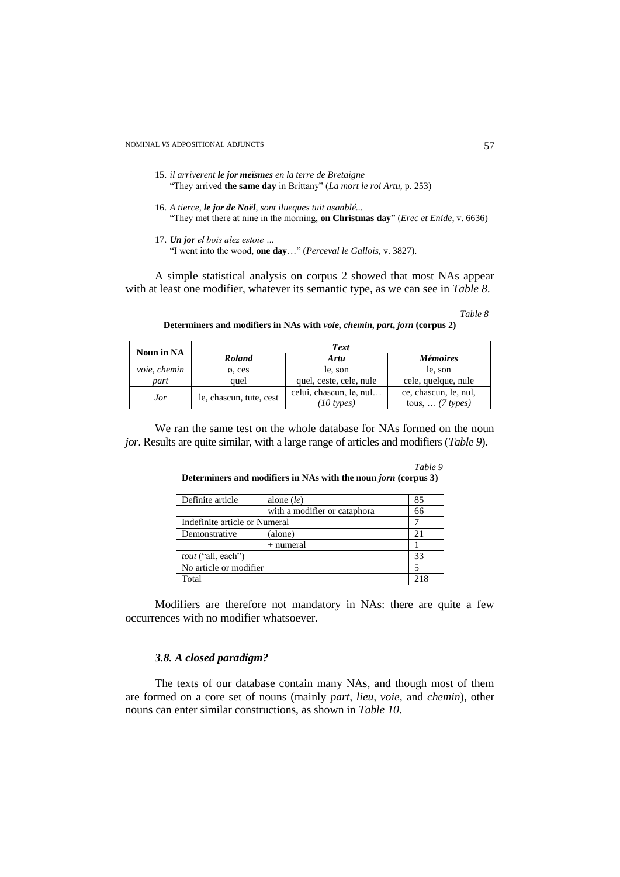15. *il arriverent **le jor meïsmes** en la terre de Bretaigne*
    "They arrived **the same day** in Brittany" (*La mort le roi Artu*, p. 253)

16. *A tierce, **le jor de Noël**, sont ilueques tuit asanblé...*
    "They met there at nine in the morning, **on Christmas day**" (*Erec et Enide*, v. 6636)

17. ***Un jor** el bois alez estoie …*
    "I went into the wood, **one day**…" (*Perceval le Gallois*, v. 3827).

A simple statistical analysis on corpus 2 showed that most NAs appear with at least one modifier, whatever its semantic type, as we can see in *Table 8*.

*Table 8*

**Determiners and modifiers in NAs with *voie, chemin, part, jorn* (corpus 2)**

| Noun in NA | *Text* | | |
|---|---|---|---|
| | ***Roland*** | ***Artu*** | ***Mémoires*** |
| *voie, chemin* | ø, ces | le, son | le, son |
| *part* | quel | quel, ceste, cele, nule | cele, quelque, nule |
| *Jor* | le, chascun, tute, cest | celui, chascun, le, nul… *(10 types)* | ce, chascun, le, nul, tous, … *(7 types)* |

We ran the same test on the whole database for NAs formed on the noun *jor*. Results are quite similar, with a large range of articles and modifiers (*Table 9*).

*Table 9*

**Determiners and modifiers in NAs with the noun *jorn* (corpus 3)**

| | | |
|---|---|---|
| Definite article | alone (*le*) | 85 |
| | with a modifier or cataphora | 66 |
| Indefinite article or Numeral | | 7 |
| Demonstrative | (alone) | 21 |
| | + numeral | 1 |
| *tout* ("all, each") | | 33 |
| No article or modifier | | 5 |
| Total | | 218 |

Modifiers are therefore not mandatory in NAs: there are quite a few occurrences with no modifier whatsoever.

### *3.8. A closed paradigm?*

The texts of our database contain many NAs, and though most of them are formed on a core set of nouns (mainly *part, lieu, voie,* and *chemin*), other nouns can enter similar constructions, as shown in *Table 10*.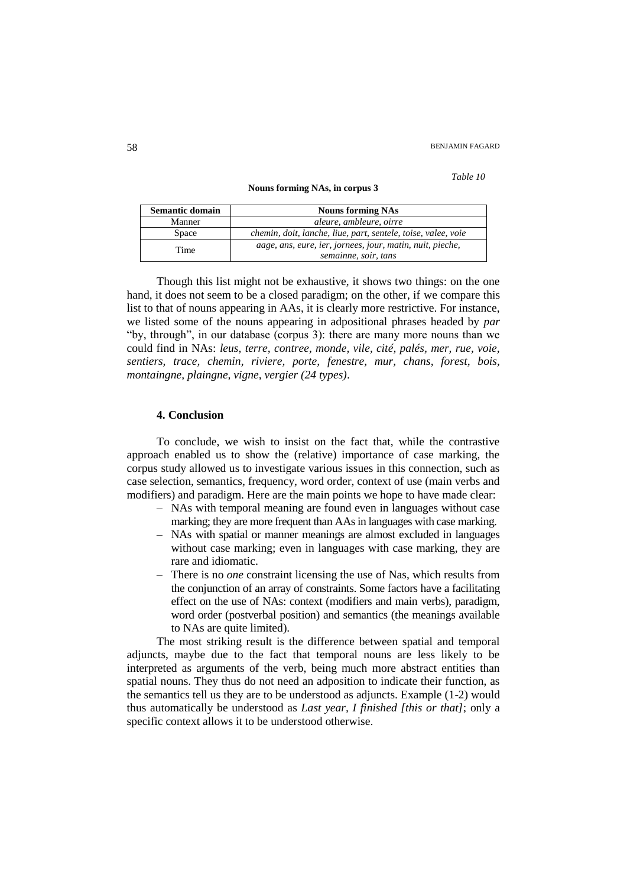*Table 10*

**Nouns forming NAs, in corpus 3**

| Semantic domain | Nouns forming NAs |
|---|---|
| Manner | *aleure, ambleure, oirre* |
| Space | *chemin, doit, lanche, liue, part, sentele, toise, valee, voie* |
| Time | *aage, ans, eure, ier, jornees, jour, matin, nuit, pieche, semainne, soir, tans* |

Though this list might not be exhaustive, it shows two things: on the one hand, it does not seem to be a closed paradigm; on the other, if we compare this list to that of nouns appearing in AAs, it is clearly more restrictive. For instance, we listed some of the nouns appearing in adpositional phrases headed by *par* "by, through", in our database (corpus 3): there are many more nouns than we could find in NAs: *leus, terre, contree, monde, vile, cité, palés, mer, rue, voie, sentiers, trace, chemin, riviere, porte, fenestre, mur, chans, forest, bois, montaingne, plaingne, vigne, vergier (24 types)*.

## 4. Conclusion

To conclude, we wish to insist on the fact that, while the contrastive approach enabled us to show the (relative) importance of case marking, the corpus study allowed us to investigate various issues in this connection, such as case selection, semantics, frequency, word order, context of use (main verbs and modifiers) and paradigm. Here are the main points we hope to have made clear:

- NAs with temporal meaning are found even in languages without case marking; they are more frequent than AAs in languages with case marking.
- NAs with spatial or manner meanings are almost excluded in languages without case marking; even in languages with case marking, they are rare and idiomatic.
- There is no *one* constraint licensing the use of Nas, which results from the conjunction of an array of constraints. Some factors have a facilitating effect on the use of NAs: context (modifiers and main verbs), paradigm, word order (postverbal position) and semantics (the meanings available to NAs are quite limited).

The most striking result is the difference between spatial and temporal adjuncts, maybe due to the fact that temporal nouns are less likely to be interpreted as arguments of the verb, being much more abstract entities than spatial nouns. They thus do not need an adposition to indicate their function, as the semantics tell us they are to be understood as adjuncts. Example (1-2) would thus automatically be understood as *Last year, I finished [this or that]*; only a specific context allows it to be understood otherwise.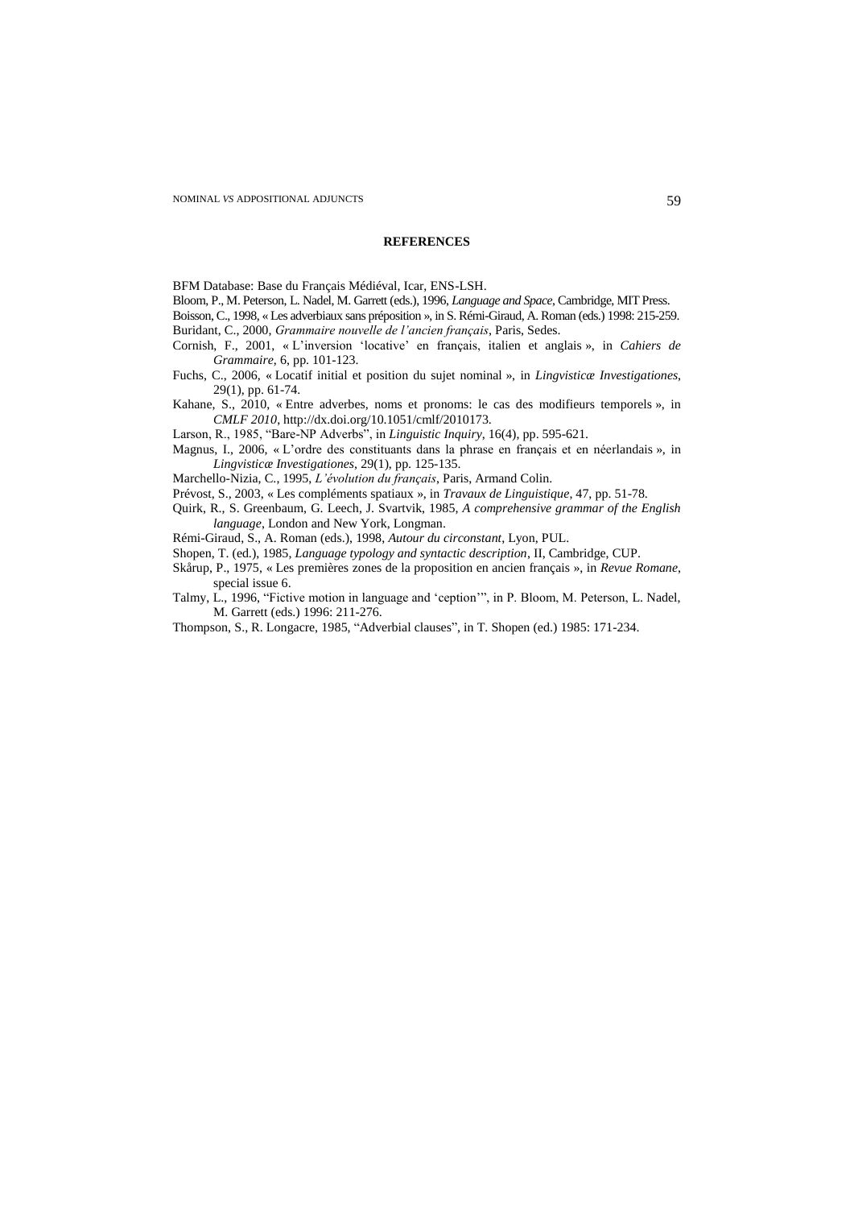## REFERENCES

BFM Database: Base du Français Médiéval, Icar, ENS-LSH.

Bloom, P., M. Peterson, L. Nadel, M. Garrett (eds.), 1996, *Language and Space*, Cambridge, MIT Press.

Boisson, C., 1998, « Les adverbiaux sans préposition », in S. Rémi-Giraud, A. Roman (eds.) 1998: 215-259.

Buridant, C., 2000, *Grammaire nouvelle de l'ancien français*, Paris, Sedes.

Cornish, F., 2001, « L'inversion 'locative' en français, italien et anglais », in *Cahiers de Grammaire*, 6, pp. 101-123.

Fuchs, C., 2006, « Locatif initial et position du sujet nominal », in *Lingvisticæ Investigationes*, 29(1), pp. 61-74.

Kahane, S., 2010, « Entre adverbes, noms et pronoms: le cas des modifieurs temporels », in *CMLF 2010*, http://dx.doi.org/10.1051/cmlf/2010173.

Larson, R., 1985, "Bare-NP Adverbs", in *Linguistic Inquiry*, 16(4), pp. 595-621.

Magnus, I., 2006, « L'ordre des constituants dans la phrase en français et en néerlandais », in *Lingvisticæ Investigationes*, 29(1), pp. 125-135.

Marchello-Nizia, C., 1995, *L'évolution du français*, Paris, Armand Colin.

Prévost, S., 2003, « Les compléments spatiaux », in *Travaux de Linguistique*, 47, pp. 51-78.

Quirk, R., S. Greenbaum, G. Leech, J. Svartvik, 1985, *A comprehensive grammar of the English language*, London and New York, Longman.

Rémi-Giraud, S., A. Roman (eds.), 1998, *Autour du circonstant*, Lyon, PUL.

Shopen, T. (ed.), 1985, *Language typology and syntactic description*, II, Cambridge, CUP.

Skårup, P., 1975, « Les premières zones de la proposition en ancien français », in *Revue Romane*, special issue 6.

Talmy, L., 1996, "Fictive motion in language and 'ception'", in P. Bloom, M. Peterson, L. Nadel, M. Garrett (eds.) 1996: 211-276.

Thompson, S., R. Longacre, 1985, "Adverbial clauses", in T. Shopen (ed.) 1985: 171-234.